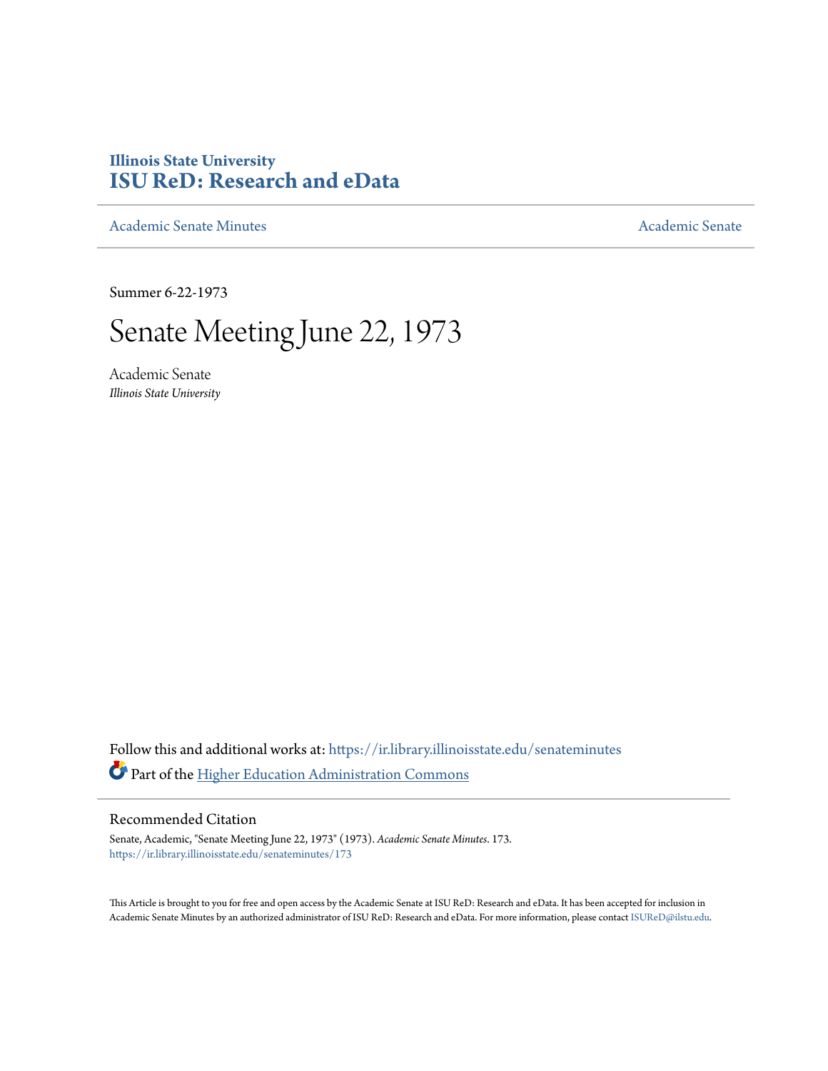# Illinois State University
# ISU ReD: Research and eData

Academic Senate Minutes

Academic Senate

Summer 6-22-1973

# Senate Meeting June 22, 1973

Academic Senate
*Illinois State University*

Follow this and additional works at: https://ir.library.illinoisstate.edu/senateminutes

Part of the Higher Education Administration Commons

## Recommended Citation

Senate, Academic, "Senate Meeting June 22, 1973" (1973). *Academic Senate Minutes*. 173.
https://ir.library.illinoisstate.edu/senateminutes/173

This Article is brought to you for free and open access by the Academic Senate at ISU ReD: Research and eData. It has been accepted for inclusion in Academic Senate Minutes by an authorized administrator of ISU ReD: Research and eData. For more information, please contact ISUReD@ilstu.edu.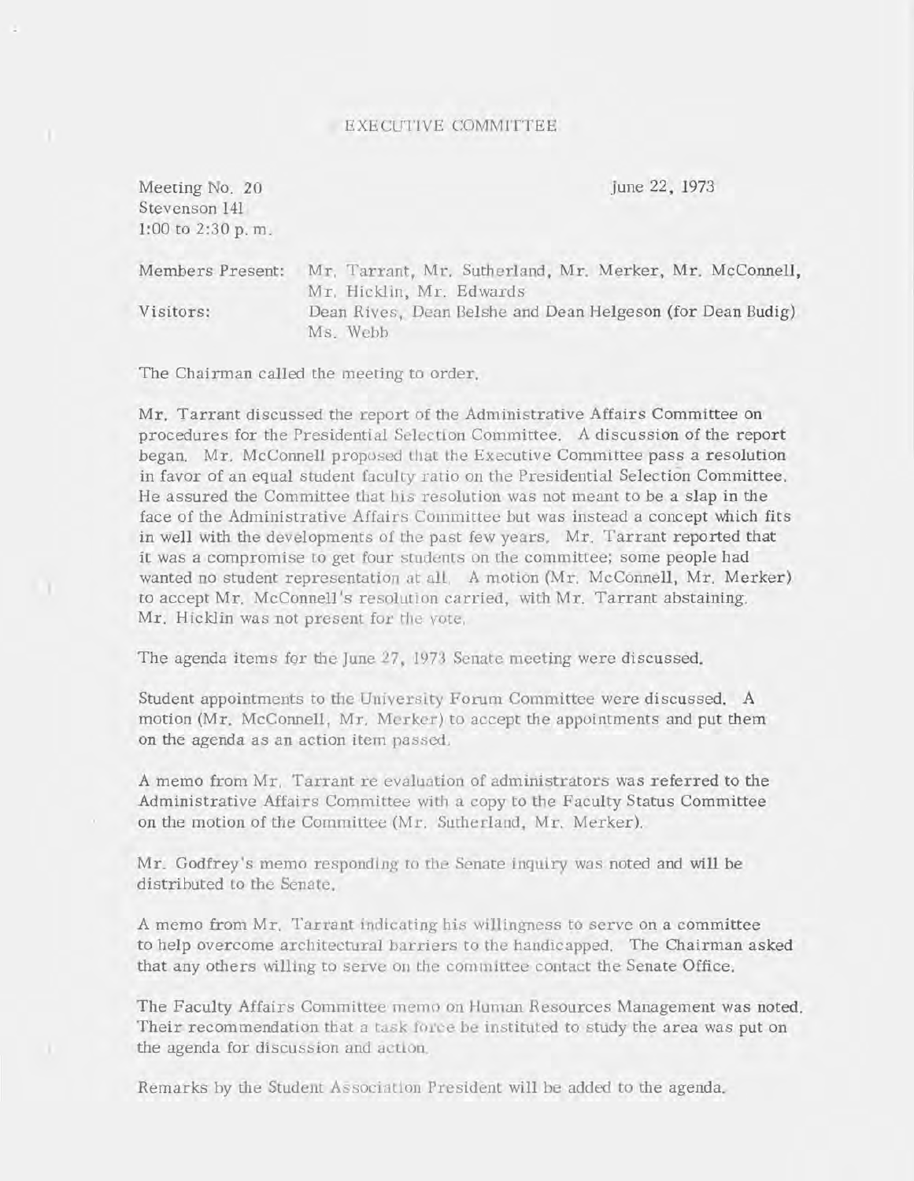EXECUTIVE COMMITTEE

Meeting No. 20
Stevenson 141
1:00 to 2:30 p.m.

June 22, 1973

Members Present: Mr. Tarrant, Mr. Sutherland, Mr. Merker, Mr. McConnell, Mr. Hicklin, Mr. Edwards

Visitors: Dean Rives, Dean Belshe and Dean Helgeson (for Dean Budig) Ms. Webb

The Chairman called the meeting to order.

Mr. Tarrant discussed the report of the Administrative Affairs Committee on procedures for the Presidential Selection Committee. A discussion of the report began. Mr. McConnell proposed that the Executive Committee pass a resolution in favor of an equal student faculty ratio on the Presidential Selection Committee. He assured the Committee that his resolution was not meant to be a slap in the face of the Administrative Affairs Committee but was instead a concept which fits in well with the developments of the past few years. Mr. Tarrant reported that it was a compromise to get four students on the committee; some people had wanted no student representation at all. A motion (Mr. McConnell, Mr. Merker) to accept Mr. McConnell's resolution carried, with Mr. Tarrant abstaining. Mr. Hicklin was not present for the vote.

The agenda items for the June 27, 1973 Senate meeting were discussed.

Student appointments to the University Forum Committee were discussed. A motion (Mr. McConnell, Mr. Merker) to accept the appointments and put them on the agenda as an action item passed.

A memo from Mr. Tarrant re evaluation of administrators was referred to the Administrative Affairs Committee with a copy to the Faculty Status Committee on the motion of the Committee (Mr. Sutherland, Mr. Merker).

Mr. Godfrey's memo responding to the Senate inquiry was noted and will be distributed to the Senate.

A memo from Mr. Tarrant indicating his willingness to serve on a committee to help overcome architectural barriers to the handicapped. The Chairman asked that any others willing to serve on the committee contact the Senate Office.

The Faculty Affairs Committee memo on Human Resources Management was noted. Their recommendation that a task force be instituted to study the area was put on the agenda for discussion and action.

Remarks by the Student Association President will be added to the agenda.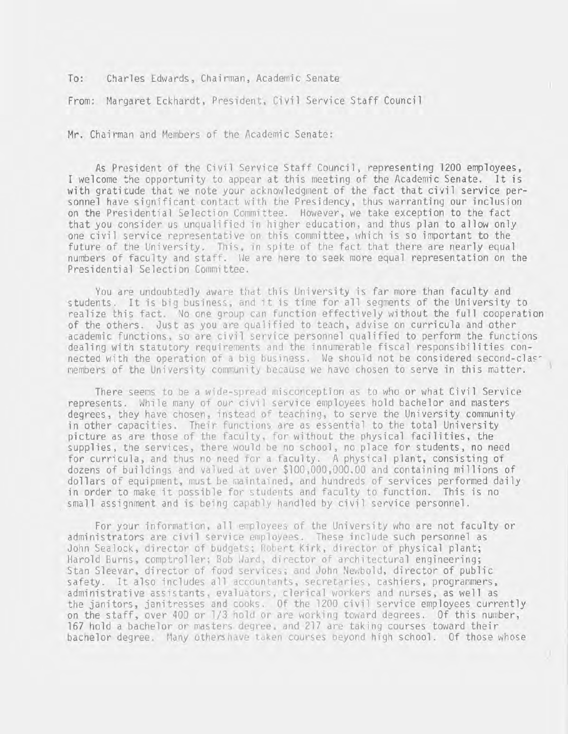To: Charles Edwards, Chairman, Academic Senate

From: Margaret Eckhardt, President, Civil Service Staff Council

Mr. Chairman and Members of the Academic Senate:

As President of the Civil Service Staff Council, representing 1200 employees, I welcome the opportunity to appear at this meeting of the Academic Senate. It is with gratitude that we note your acknowledgment of the fact that civil service personnel have significant contact with the Presidency, thus warranting our inclusion on the Presidential Selection Committee. However, we take exception to the fact that you consider us unqualified in higher education, and thus plan to allow only one civil service representative on this committee, which is so important to the future of the University. This, in spite of the fact that there are nearly equal numbers of faculty and staff. We are here to seek more equal representation on the Presidential Selection Committee.

You are undoubtedly aware that this University is far more than faculty and students. It is big business, and it is time for all segments of the University to realize this fact. No one group can function effectively without the full cooperation of the others. Just as you are qualified to teach, advise on curricula and other academic functions, so are civil service personnel qualified to perform the functions dealing with statutory requirements and the innumerable fiscal responsibilities connected with the operation of a big business. We should not be considered second-class members of the University community because we have chosen to serve in this matter.

There seems to be a wide-spread misconception as to who or what Civil Service represents. While many of our civil service employees hold bachelor and masters degrees, they have chosen, instead of teaching, to serve the University community in other capacities. Their functions are as essential to the total University picture as are those of the faculty, for without the physical facilities, the supplies, the services, there would be no school, no place for students, no need for curricula, and thus no need for a faculty. A physical plant, consisting of dozens of buildings and valued at over $100,000,000.00 and containing millions of dollars of equipment, must be maintained, and hundreds of services performed daily in order to make it possible for students and faculty to function. This is no small assignment and is being capably handled by civil service personnel.

For your information, all employees of the University who are not faculty or administrators are civil service employees. These include such personnel as John Sealock, director of budgets; Robert Kirk, director of physical plant; Harold Burns, comptroller; Bob Ward, director of architectural engineering; Stan Sleevar, director of food services; and John Newbold, director of public safety. It also includes all accountants, secretaries, cashiers, programmers, administrative assistants, evaluators, clerical workers and nurses, as well as the janitors, janitresses and cooks. Of the 1200 civil service employees currently on the staff, over 400 or 1/3 hold or are working toward degrees. Of this number, 167 hold a bachelor or masters degree, and 217 are taking courses toward their bachelor degree. Many others have taken courses beyond high school. Of those whose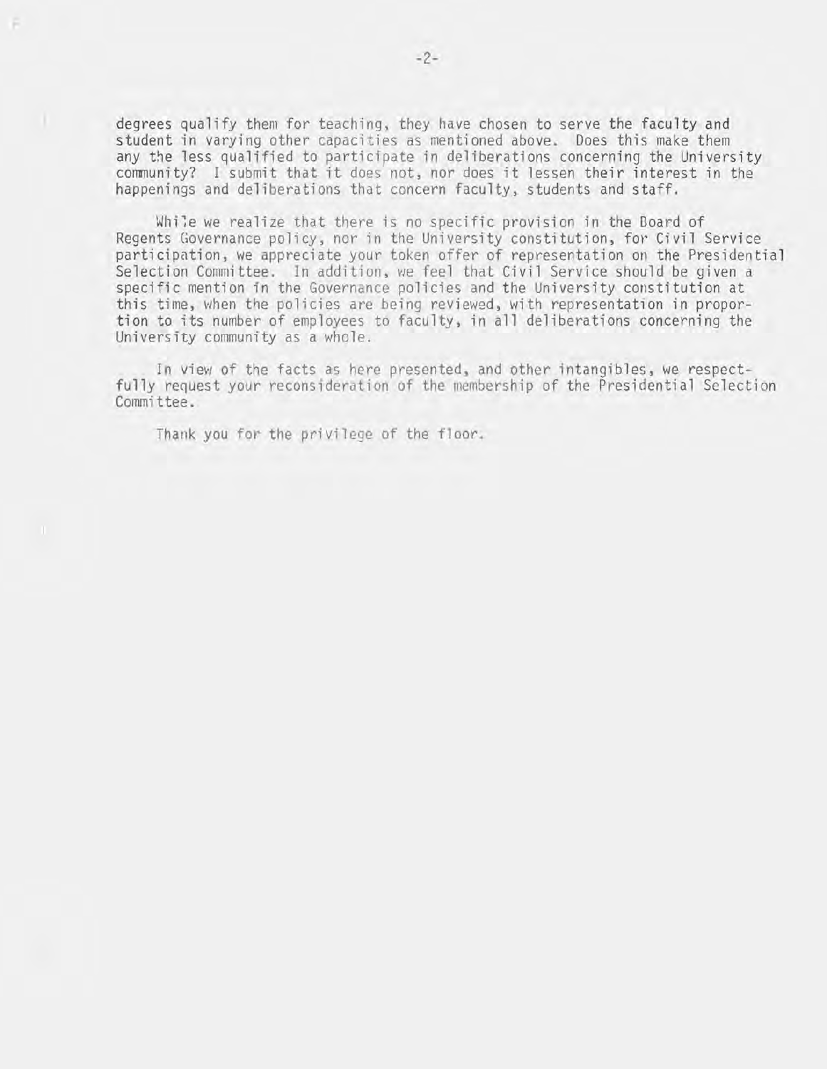degrees qualify them for teaching, they have chosen to serve the faculty and student in varying other capacities as mentioned above. Does this make them any the less qualified to participate in deliberations concerning the University community? I submit that it does not, nor does it lessen their interest in the happenings and deliberations that concern faculty, students and staff.

While we realize that there is no specific provision in the Board of Regents Governance policy, nor in the University constitution, for Civil Service participation, we appreciate your token offer of representation on the Presidential Selection Committee. In addition, we feel that Civil Service should be given a specific mention in the Governance policies and the University constitution at this time, when the policies are being reviewed, with representation in proportion to its number of employees to faculty, in all deliberations concerning the University community as a whole.

In view of the facts as here presented, and other intangibles, we respectfully request your reconsideration of the membership of the Presidential Selection Committee.

Thank you for the privilege of the floor.